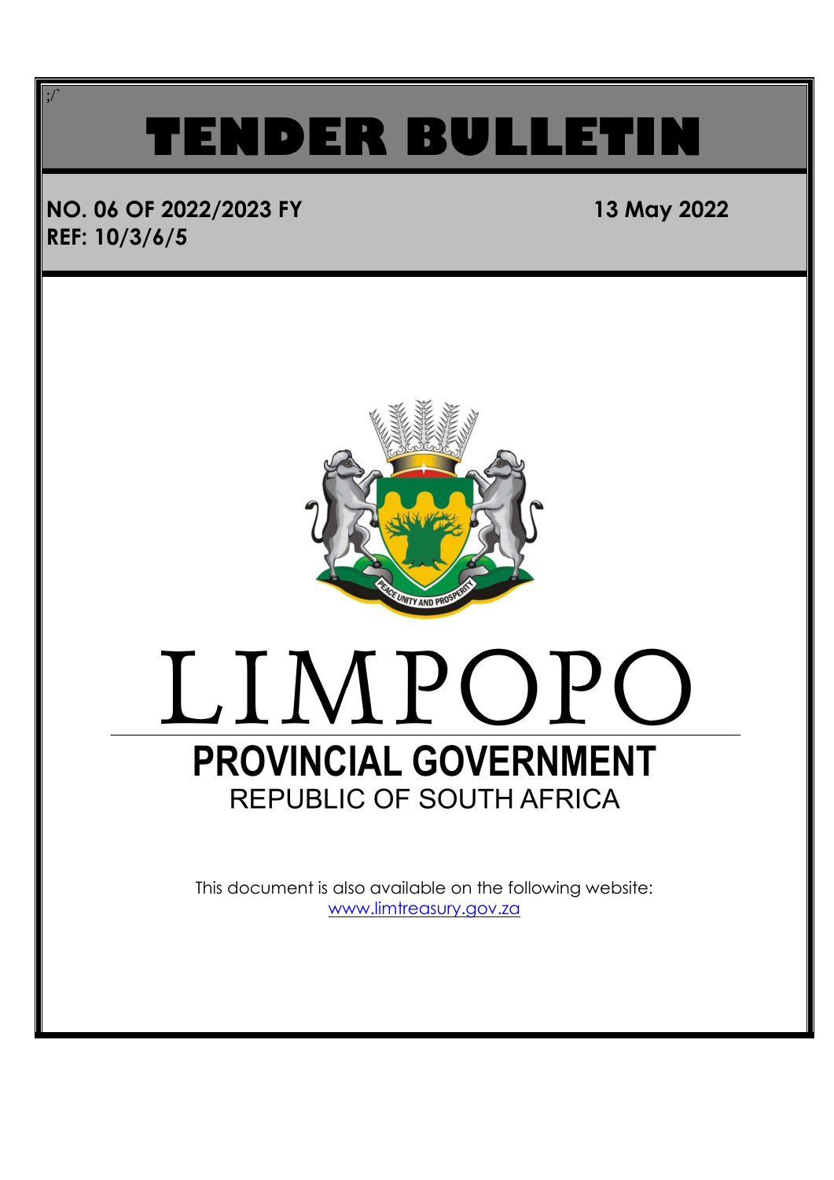;/`

# TENDER BULLETIN

**NO. 06 OF 2022/2023 FY** **13 May 2022**

**REF: 10/3/6/5**

# LIMPOPO

## PROVINCIAL GOVERNMENT

REPUBLIC OF SOUTH AFRICA

This document is also available on the following website:
www.limtreasury.gov.za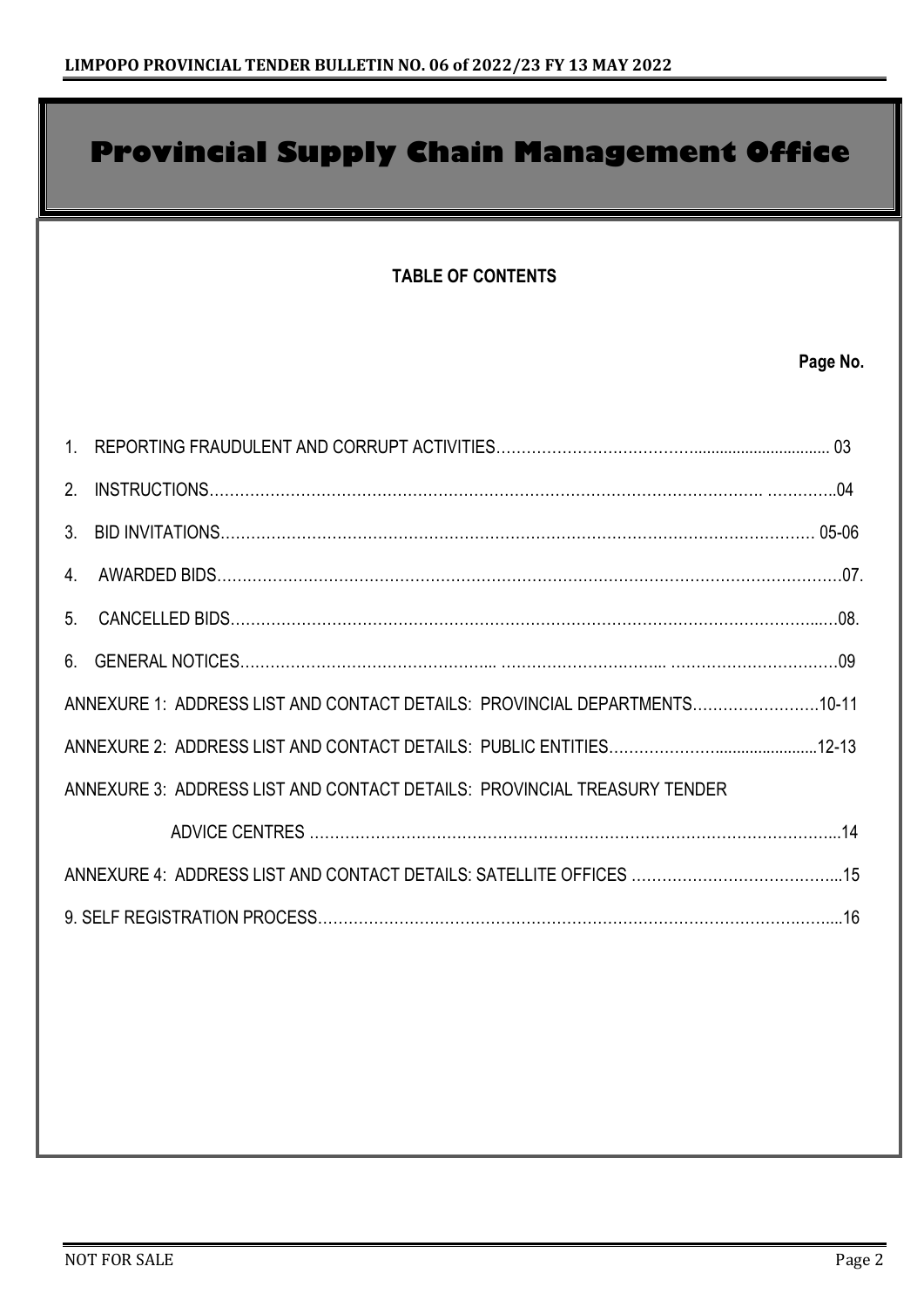# Provincial Supply Chain Management Office

**TABLE OF CONTENTS**

**Page No.**

1. REPORTING FRAUDULENT AND CORRUPT ACTIVITIES……………………………………................................ 03
2. INSTRUCTIONS……………………………………………………………………………………………. …………..04
3. BID INVITATIONS………………………………………………………………………………………………………… 05-06
4. AWARDED BIDS……………………………………………………………………………………………………………07.
5. CANCELLED BIDS……………………………………………………………………………………………………..…08.
6. GENERAL NOTICES………………………………………….... ………………………….... ……………………………09

ANNEXURE 1: ADDRESS LIST AND CONTACT DETAILS: PROVINCIAL DEPARTMENTS……………………10-11

ANNEXURE 2: ADDRESS LIST AND CONTACT DETAILS: PUBLIC ENTITIES…………………......................12-13

ANNEXURE 3: ADDRESS LIST AND CONTACT DETAILS: PROVINCIAL TREASURY TENDER ADVICE CENTRES ……………………………………………………………………………………………...14

ANNEXURE 4: ADDRESS LIST AND CONTACT DETAILS: SATELLITE OFFICES …………………………………...15

9. SELF REGISTRATION PROCESS…………………………………………………………………………….……....16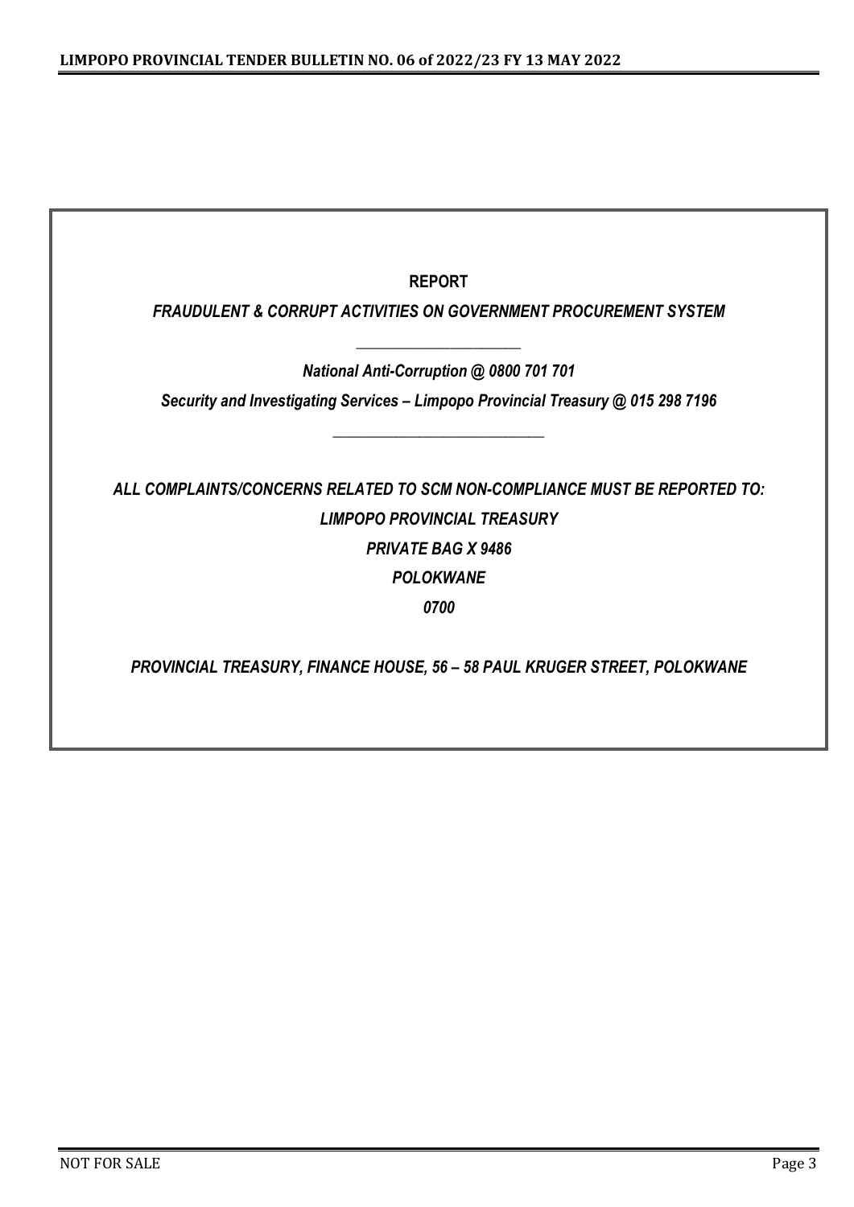**REPORT**

***FRAUDULENT & CORRUPT ACTIVITIES ON GOVERNMENT PROCUREMENT SYSTEM***

---

***National Anti-Corruption @ 0800 701 701***

***Security and Investigating Services – Limpopo Provincial Treasury @ 015 298 7196***

---

***ALL COMPLAINTS/CONCERNS RELATED TO SCM NON-COMPLIANCE MUST BE REPORTED TO:***

***LIMPOPO PROVINCIAL TREASURY***

***PRIVATE BAG X 9486***

***POLOKWANE***

***0700***

***PROVINCIAL TREASURY, FINANCE HOUSE, 56 – 58 PAUL KRUGER STREET, POLOKWANE***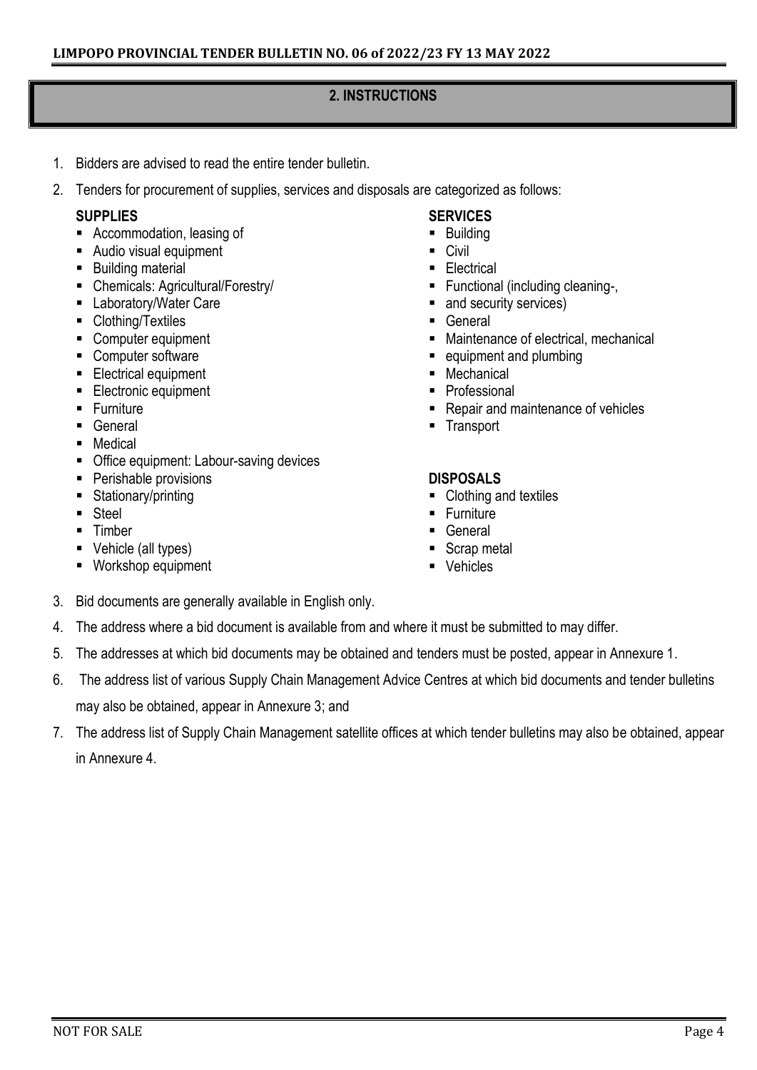## 2. INSTRUCTIONS

1. Bidders are advised to read the entire tender bulletin.
2. Tenders for procurement of supplies, services and disposals are categorized as follows:

**SUPPLIES**

- Accommodation, leasing of
- Audio visual equipment
- Building material
- Chemicals: Agricultural/Forestry/
- Laboratory/Water Care
- Clothing/Textiles
- Computer equipment
- Computer software
- Electrical equipment
- Electronic equipment
- Furniture
- General
- Medical
- Office equipment: Labour-saving devices
- Perishable provisions
- Stationary/printing
- Steel
- Timber
- Vehicle (all types)
- Workshop equipment

**SERVICES**

- Building
- Civil
- Electrical
- Functional (including cleaning-,
- and security services)
- General
- Maintenance of electrical, mechanical
- equipment and plumbing
- Mechanical
- Professional
- Repair and maintenance of vehicles
- Transport

**DISPOSALS**

- Clothing and textiles
- Furniture
- General
- Scrap metal
- Vehicles

3. Bid documents are generally available in English only.
4. The address where a bid document is available from and where it must be submitted to may differ.
5. The addresses at which bid documents may be obtained and tenders must be posted, appear in Annexure 1.
6. The address list of various Supply Chain Management Advice Centres at which bid documents and tender bulletins may also be obtained, appear in Annexure 3; and
7. The address list of Supply Chain Management satellite offices at which tender bulletins may also be obtained, appear in Annexure 4.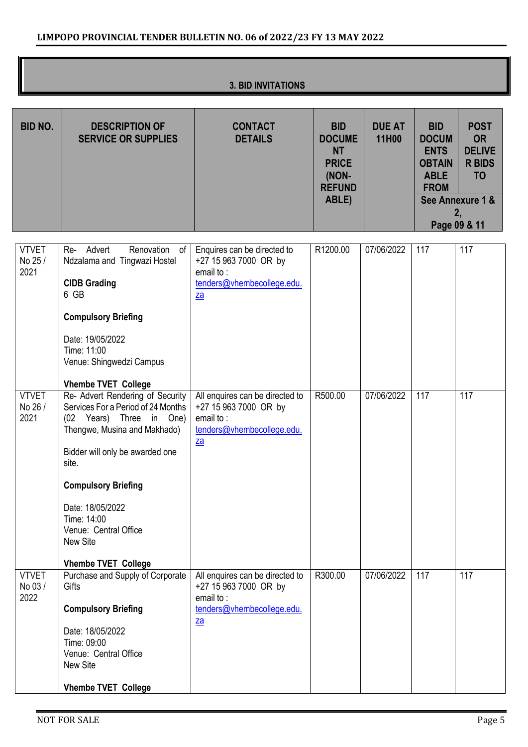## 3. BID INVITATIONS

| BID NO. | DESCRIPTION OF SERVICE OR SUPPLIES | CONTACT DETAILS | BID DOCUMENT PRICE (NON-REFUNDABLE) | DUE AT 11H00 | BID DOCUMENTS OBTAINABLE FROM | POST OR DELIVER BIDS TO |
|---|---|---|---|---|---|---|
| | | | | | See Annexure 1 & 2, Page 09 & 11 | |
| VTVET No 25 / 2021 | Re- Advert Renovation of Ndzalama and Tingwazi Hostel<br><br>**CIDB Grading**<br>6 GB<br><br>**Compulsory Briefing**<br><br>Date: 19/05/2022<br>Time: 11:00<br>Venue: Shingwedzi Campus<br><br>**Vhembe TVET College** | Enquires can be directed to +27 15 963 7000 OR by email to : tenders@vhembecollege.edu.za | R1200.00 | 07/06/2022 | 117 | 117 |
| VTVET No 26 / 2021 | Re- Advert Rendering of Security Services For a Period of 24 Months (02 Years) Three in One) Thengwe, Musina and Makhado)<br><br>Bidder will only be awarded one site.<br><br>**Compulsory Briefing**<br><br>Date: 18/05/2022<br>Time: 14:00<br>Venue: Central Office New Site<br><br>**Vhembe TVET College** | All enquires can be directed to +27 15 963 7000 OR by email to : tenders@vhembecollege.edu.za | R500.00 | 07/06/2022 | 117 | 117 |
| VTVET No 03 / 2022 | Purchase and Supply of Corporate Gifts<br><br>**Compulsory Briefing**<br><br>Date: 18/05/2022<br>Time: 09:00<br>Venue: Central Office New Site<br><br>**Vhembe TVET College** | All enquires can be directed to +27 15 963 7000 OR by email to : tenders@vhembecollege.edu.za | R300.00 | 07/06/2022 | 117 | 117 |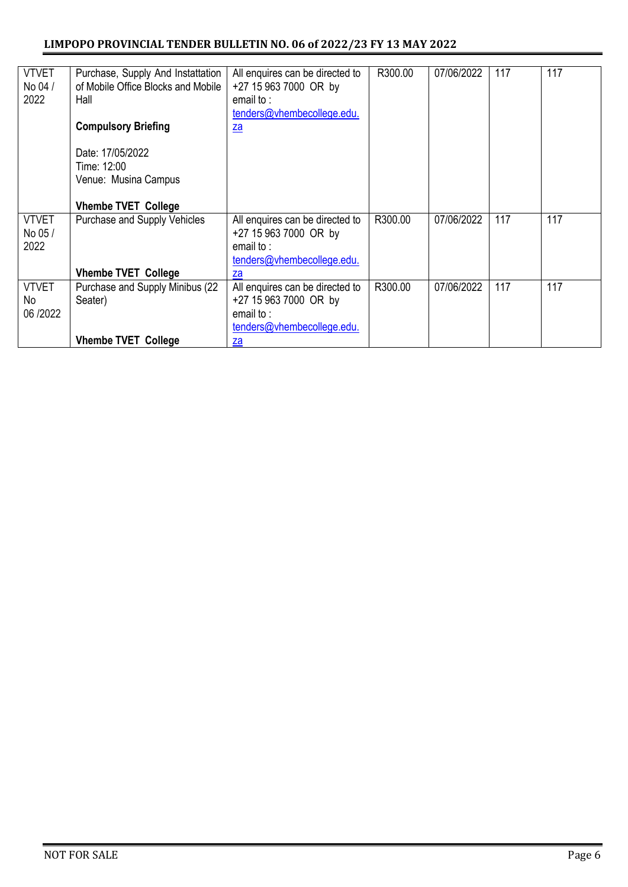| VTVET No 04 / 2022 | Purchase, Supply And Instattation of Mobile Office Blocks and Mobile Hall<br><br>**Compulsory Briefing**<br><br>Date: 17/05/2022<br>Time: 12:00<br>Venue: Musina Campus<br><br>**Vhembe TVET College** | All enquires can be directed to +27 15 963 7000 OR by email to : tenders@vhembecollege.edu.za | R300.00 | 07/06/2022 | 117 | 117 |
|---|---|---|---|---|---|---|
| VTVET No 05 / 2022 | Purchase and Supply Vehicles<br><br>**Vhembe TVET College** | All enquires can be directed to +27 15 963 7000 OR by email to : tenders@vhembecollege.edu.za | R300.00 | 07/06/2022 | 117 | 117 |
| VTVET No 06 /2022 | Purchase and Supply Minibus (22 Seater)<br><br>**Vhembe TVET College** | All enquires can be directed to +27 15 963 7000 OR by email to : tenders@vhembecollege.edu.za | R300.00 | 07/06/2022 | 117 | 117 |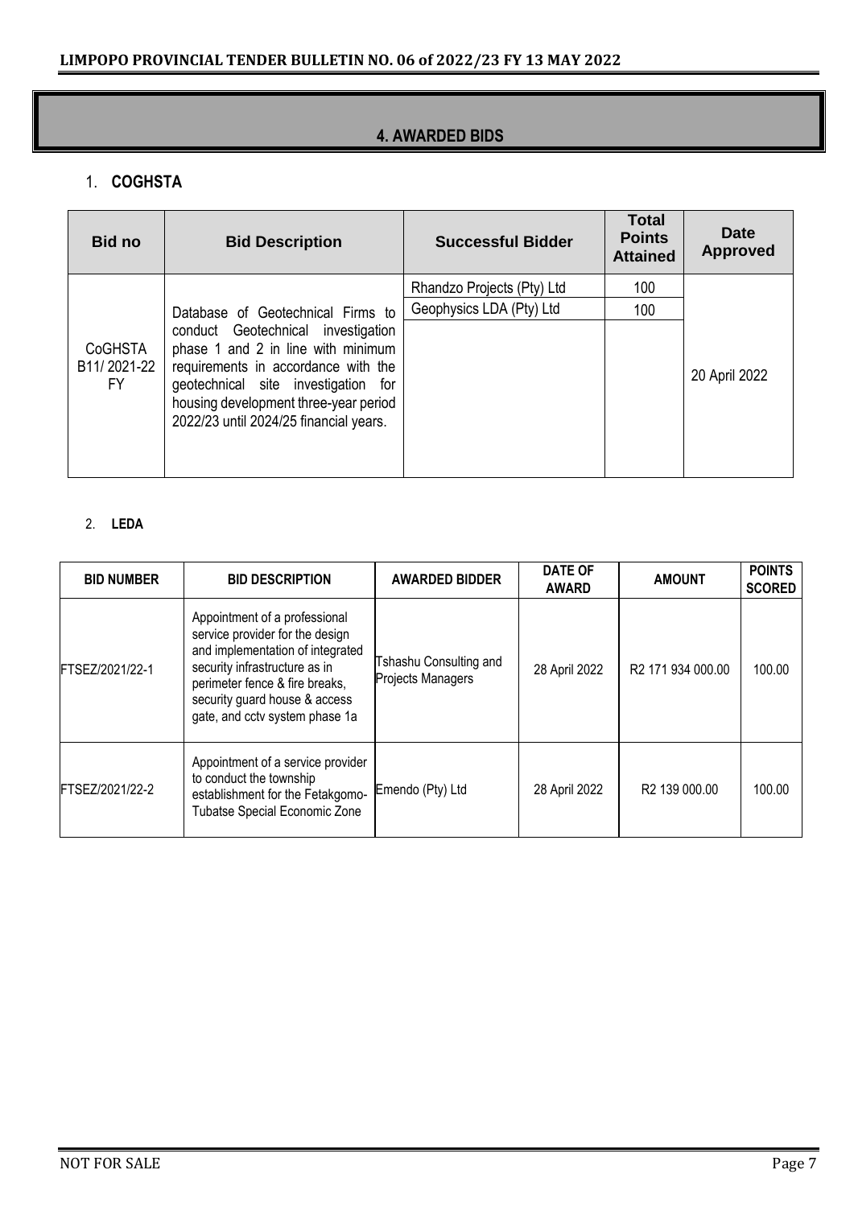# 4. AWARDED BIDS

## 1. COGHSTA

| Bid no | Bid Description | Successful Bidder | Total Points Attained | Date Approved |
|---|---|---|---|---|
| CoGHSTA B11/ 2021-22 FY | Database of Geotechnical Firms to conduct Geotechnical investigation phase 1 and 2 in line with minimum requirements in accordance with the geotechnical site investigation for housing development three-year period 2022/23 until 2024/25 financial years. | Rhandzo Projects (Pty) Ltd | 100 | 20 April 2022 |
| | | Geophysics LDA (Pty) Ltd | 100 | |

## 2. LEDA

| BID NUMBER | BID DESCRIPTION | AWARDED BIDDER | DATE OF AWARD | AMOUNT | POINTS SCORED |
|---|---|---|---|---|---|
| FTSEZ/2021/22-1 | Appointment of a professional service provider for the design and implementation of integrated security infrastructure as in perimeter fence & fire breaks, security guard house & access gate, and cctv system phase 1a | Tshashu Consulting and Projects Managers | 28 April 2022 | R2 171 934 000.00 | 100.00 |
| FTSEZ/2021/22-2 | Appointment of a service provider to conduct the township establishment for the Fetakgomo-Tubatse Special Economic Zone | Emendo (Pty) Ltd | 28 April 2022 | R2 139 000.00 | 100.00 |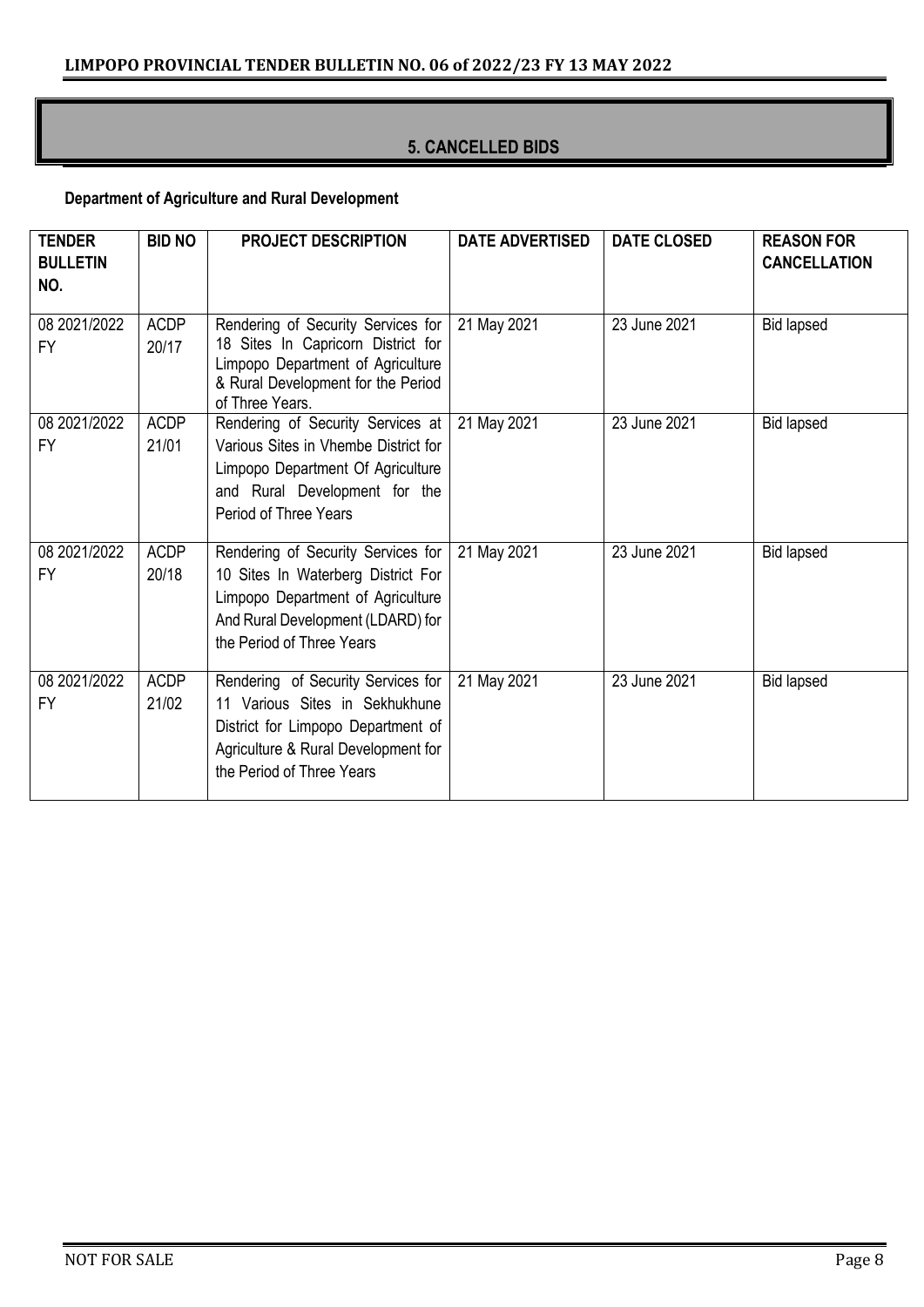## 5. CANCELLED BIDS

**Department of Agriculture and Rural Development**

| TENDER BULLETIN NO. | BID NO | PROJECT DESCRIPTION | DATE ADVERTISED | DATE CLOSED | REASON FOR CANCELLATION |
|---|---|---|---|---|---|
| 08 2021/2022 FY | ACDP 20/17 | Rendering of Security Services for 18 Sites In Capricorn District for Limpopo Department of Agriculture & Rural Development for the Period of Three Years. | 21 May 2021 | 23 June 2021 | Bid lapsed |
| 08 2021/2022 FY | ACDP 21/01 | Rendering of Security Services at Various Sites in Vhembe District for Limpopo Department Of Agriculture and Rural Development for the Period of Three Years | 21 May 2021 | 23 June 2021 | Bid lapsed |
| 08 2021/2022 FY | ACDP 20/18 | Rendering of Security Services for 10 Sites In Waterberg District For Limpopo Department of Agriculture And Rural Development (LDARD) for the Period of Three Years | 21 May 2021 | 23 June 2021 | Bid lapsed |
| 08 2021/2022 FY | ACDP 21/02 | Rendering of Security Services for 11 Various Sites in Sekhukhune District for Limpopo Department of Agriculture & Rural Development for the Period of Three Years | 21 May 2021 | 23 June 2021 | Bid lapsed |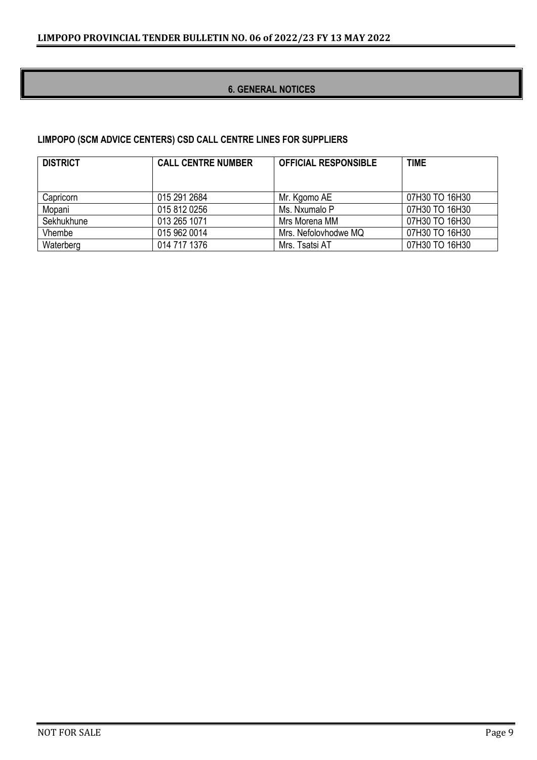## 6. GENERAL NOTICES

### LIMPOPO (SCM ADVICE CENTERS) CSD CALL CENTRE LINES FOR SUPPLIERS

| DISTRICT | CALL CENTRE NUMBER | OFFICIAL RESPONSIBLE | TIME |
|---|---|---|---|
| Capricorn | 015 291 2684 | Mr. Kgomo AE | 07H30 TO 16H30 |
| Mopani | 015 812 0256 | Ms. Nxumalo P | 07H30 TO 16H30 |
| Sekhukhune | 013 265 1071 | Mrs Morena MM | 07H30 TO 16H30 |
| Vhembe | 015 962 0014 | Mrs. Nefolovhodwe MQ | 07H30 TO 16H30 |
| Waterberg | 014 717 1376 | Mrs. Tsatsi AT | 07H30 TO 16H30 |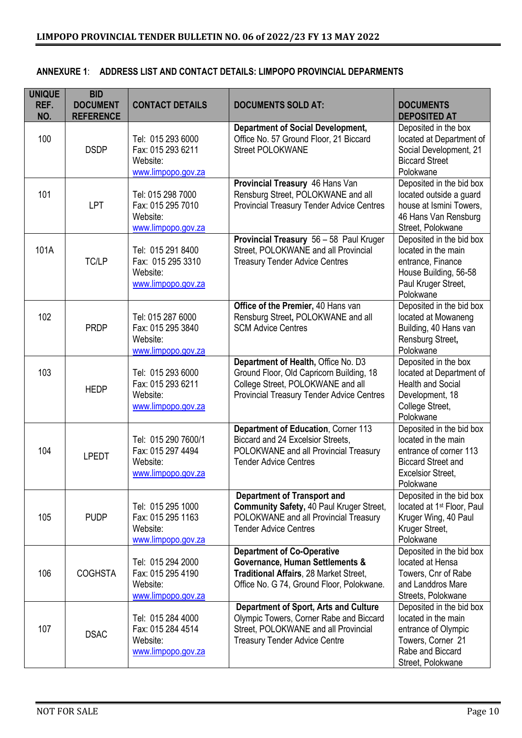**ANNEXURE 1: ADDRESS LIST AND CONTACT DETAILS: LIMPOPO PROVINCIAL DEPARMENTS**

| UNIQUE REF. NO. | BID DOCUMENT REFERENCE | CONTACT DETAILS | DOCUMENTS SOLD AT: | DOCUMENTS DEPOSITED AT |
|---|---|---|---|---|
| 100 | DSDP | Tel: 015 293 6000<br>Fax: 015 293 6211<br>Website: www.limpopo.gov.za | **Department of Social Development,** Office No. 57 Ground Floor, 21 Biccard Street POLOKWANE | Deposited in the box located at Department of Social Development, 21 Biccard Street Polokwane |
| 101 | LPT | Tel: 015 298 7000<br>Fax: 015 295 7010<br>Website: www.limpopo.gov.za | **Provincial Treasury** 46 Hans Van Rensburg Street, POLOKWANE and all Provincial Treasury Tender Advice Centres | Deposited in the bid box located outside a guard house at Ismini Towers, 46 Hans Van Rensburg Street, Polokwane |
| 101A | TC/LP | Tel: 015 291 8400<br>Fax: 015 295 3310<br>Website: www.limpopo.gov.za | **Provincial Treasury** 56 – 58 Paul Kruger Street, POLOKWANE and all Provincial Treasury Tender Advice Centres | Deposited in the bid box located in the main entrance, Finance House Building, 56-58 Paul Kruger Street, Polokwane |
| 102 | PRDP | Tel: 015 287 6000<br>Fax: 015 295 3840<br>Website: www.limpopo.gov.za | **Office of the Premier,** 40 Hans van Rensburg Street**,** POLOKWANE and all SCM Advice Centres | Deposited in the bid box located at Mowaneng Building, 40 Hans van Rensburg Street**,** Polokwane |
| 103 | HEDP | Tel: 015 293 6000<br>Fax: 015 293 6211<br>Website: www.limpopo.gov.za | **Department of Health,** Office No. D3 Ground Floor, Old Capricorn Building, 18 College Street, POLOKWANE and all Provincial Treasury Tender Advice Centres | Deposited in the box located at Department of Health and Social Development, 18 College Street, Polokwane |
| 104 | LPEDT | Tel: 015 290 7600/1<br>Fax: 015 297 4494<br>Website: www.limpopo.gov.za | **Department of Education**, Corner 113 Biccard and 24 Excelsior Streets, POLOKWANE and all Provincial Treasury Tender Advice Centres | Deposited in the bid box located in the main entrance of corner 113 Biccard Street and Excelsior Street, Polokwane |
| 105 | PUDP | Tel: 015 295 1000<br>Fax: 015 295 1163<br>Website: www.limpopo.gov.za | **Department of Transport and Community Safety,** 40 Paul Kruger Street, POLOKWANE and all Provincial Treasury Tender Advice Centres | Deposited in the bid box located at 1st Floor, Paul Kruger Wing, 40 Paul Kruger Street, Polokwane |
| 106 | COGHSTA | Tel: 015 294 2000<br>Fax: 015 295 4190<br>Website: www.limpopo.gov.za | **Department of Co-Operative Governance, Human Settlements & Traditional Affairs**, 28 Market Street, Office No. G 74, Ground Floor, Polokwane. | Deposited in the bid box located at Hensa Towers, Cnr of Rabe and Landdros Mare Streets, Polokwane |
| 107 | DSAC | Tel: 015 284 4000<br>Fax: 015 284 4514<br>Website: www.limpopo.gov.za | **Department of Sport, Arts and Culture** Olympic Towers, Corner Rabe and Biccard Street, POLOKWANE and all Provincial Treasury Tender Advice Centre | Deposited in the bid box located in the main entrance of Olympic Towers, Corner 21 Rabe and Biccard Street, Polokwane |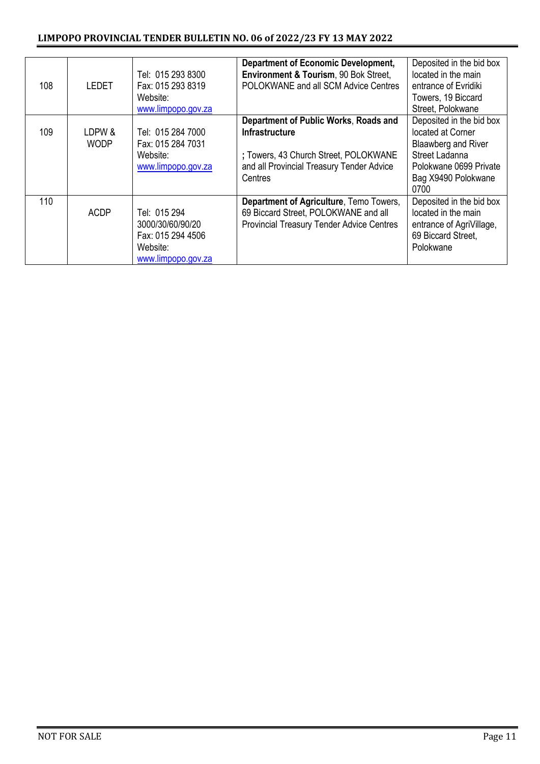| 108 | LEDET | Tel: 015 293 8300<br>Fax: 015 293 8319<br>Website:<br>www.limpopo.gov.za | **Department of Economic Development, Environment & Tourism**, 90 Bok Street, POLOKWANE and all SCM Advice Centres | Deposited in the bid box located in the main entrance of Evridiki Towers, 19 Biccard Street, Polokwane |
|---|---|---|---|---|
| 109 | LDPW & WODP | Tel: 015 284 7000<br>Fax: 015 284 7031<br>Website:<br>www.limpopo.gov.za | **Department of Public Works**, **Roads and Infrastructure**<br><br>**;** Towers, 43 Church Street, POLOKWANE and all Provincial Treasury Tender Advice Centres | Deposited in the bid box located at Corner Blaawberg and River Street Ladanna Polokwane 0699 Private Bag X9490 Polokwane 0700 |
| 110 | ACDP | Tel: 015 294 3000/30/60/90/20<br>Fax: 015 294 4506<br>Website:<br>www.limpopo.gov.za | **Department of Agriculture**, Temo Towers, 69 Biccard Street, POLOKWANE and all Provincial Treasury Tender Advice Centres | Deposited in the bid box located in the main entrance of AgriVillage, 69 Biccard Street, Polokwane |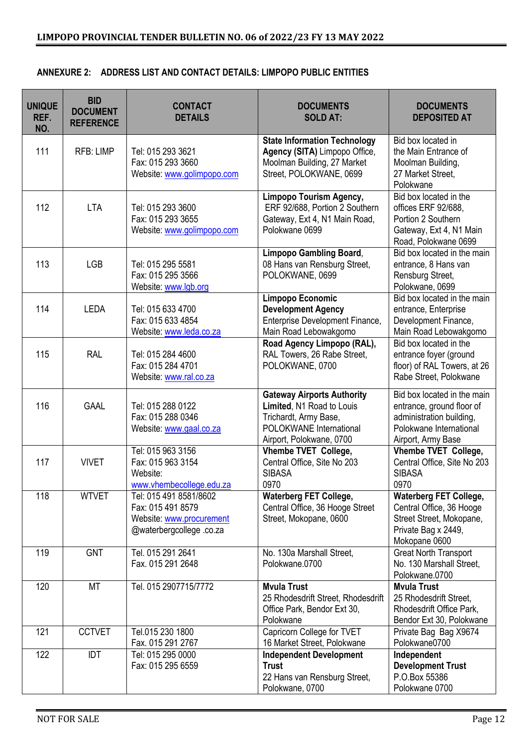## ANNEXURE 2: ADDRESS LIST AND CONTACT DETAILS: LIMPOPO PUBLIC ENTITIES

| UNIQUE REF. NO. | BID DOCUMENT REFERENCE | CONTACT DETAILS | DOCUMENTS SOLD AT: | DOCUMENTS DEPOSITED AT |
|---|---|---|---|---|
| 111 | RFB: LIMP | Tel: 015 293 3621<br>Fax: 015 293 3660<br>Website: www.golimpopo.com | **State Information Technology Agency (SITA)** Limpopo Office, Moolman Building, 27 Market Street, POLOKWANE, 0699 | Bid box located in the Main Entrance of Moolman Building, 27 Market Street, Polokwane |
| 112 | LTA | Tel: 015 293 3600<br>Fax: 015 293 3655<br>Website: www.golimpopo.com | **Limpopo Tourism Agency,** ERF 92/688, Portion 2 Southern Gateway, Ext 4, N1 Main Road, Polokwane 0699 | Bid box located in the offices ERF 92/688, Portion 2 Southern Gateway, Ext 4, N1 Main Road, Polokwane 0699 |
| 113 | LGB | Tel: 015 295 5581<br>Fax: 015 295 3566<br>Website: www.lgb.org | **Limpopo Gambling Board**, 08 Hans van Rensburg Street, POLOKWANE, 0699 | Bid box located in the main entrance, 8 Hans van Rensburg Street, Polokwane, 0699 |
| 114 | LEDA | Tel: 015 633 4700<br>Fax: 015 633 4854<br>Website: www.leda.co.za | **Limpopo Economic Development Agency** Enterprise Development Finance, Main Road Lebowakgomo | Bid box located in the main entrance, Enterprise Development Finance, Main Road Lebowakgomo |
| 115 | RAL | Tel: 015 284 4600<br>Fax: 015 284 4701<br>Website: www.ral.co.za | **Road Agency Limpopo (RAL),** RAL Towers, 26 Rabe Street, POLOKWANE, 0700 | Bid box located in the entrance foyer (ground floor) of RAL Towers, at 26 Rabe Street, Polokwane |
| 116 | GAAL | Tel: 015 288 0122<br>Fax: 015 288 0346<br>Website: www.gaal.co.za | **Gateway Airports Authority Limited**, N1 Road to Louis Trichardt, Army Base, POLOKWANE International Airport, Polokwane, 0700 | Bid box located in the main entrance, ground floor of administration building, Polokwane International Airport, Army Base |
| 117 | VIVET | Tel: 015 963 3156<br>Fax: 015 963 3154<br>Website: www.vhembecollege.edu.za | **Vhembe TVET College,** Central Office, Site No 203 SIBASA 0970 | **Vhembe TVET College,** Central Office, Site No 203 SIBASA 0970 |
| 118 | WTVET | Tel: 015 491 8581/8602<br>Fax: 015 491 8579<br>Website: www.procurement @waterbergcollege .co.za | **Waterberg FET College,** Central Office, 36 Hooge Street Street, Mokopane, 0600 | **Waterberg FET College,** Central Office, 36 Hooge Street Street, Mokopane, Private Bag x 2449, Mokopane 0600 |
| 119 | GNT | Tel. 015 291 2641<br>Fax. 015 291 2648 | No. 130a Marshall Street, Polokwane.0700 | Great North Transport No. 130 Marshall Street, Polokwane.0700 |
| 120 | MT | Tel. 015 2907715/7772 | **Mvula Trust** 25 Rhodesdrift Street, Rhodesdrift Office Park, Bendor Ext 30, Polokwane | **Mvula Trust** 25 Rhodesdrift Street, Rhodesdrift Office Park, Bendor Ext 30, Polokwane |
| 121 | CCTVET | Tel.015 230 1800<br>Fax. 015 291 2767 | Capricorn College for TVET 16 Market Street, Polokwane | Private Bag Bag X9674 Polokwane0700 |
| 122 | IDT | Tel: 015 295 0000<br>Fax: 015 295 6559 | **Independent Development Trust** 22 Hans van Rensburg Street, Polokwane, 0700 | **Independent Development Trust** P.O.Box 55386 Polokwane 0700 |

NOT FOR SALE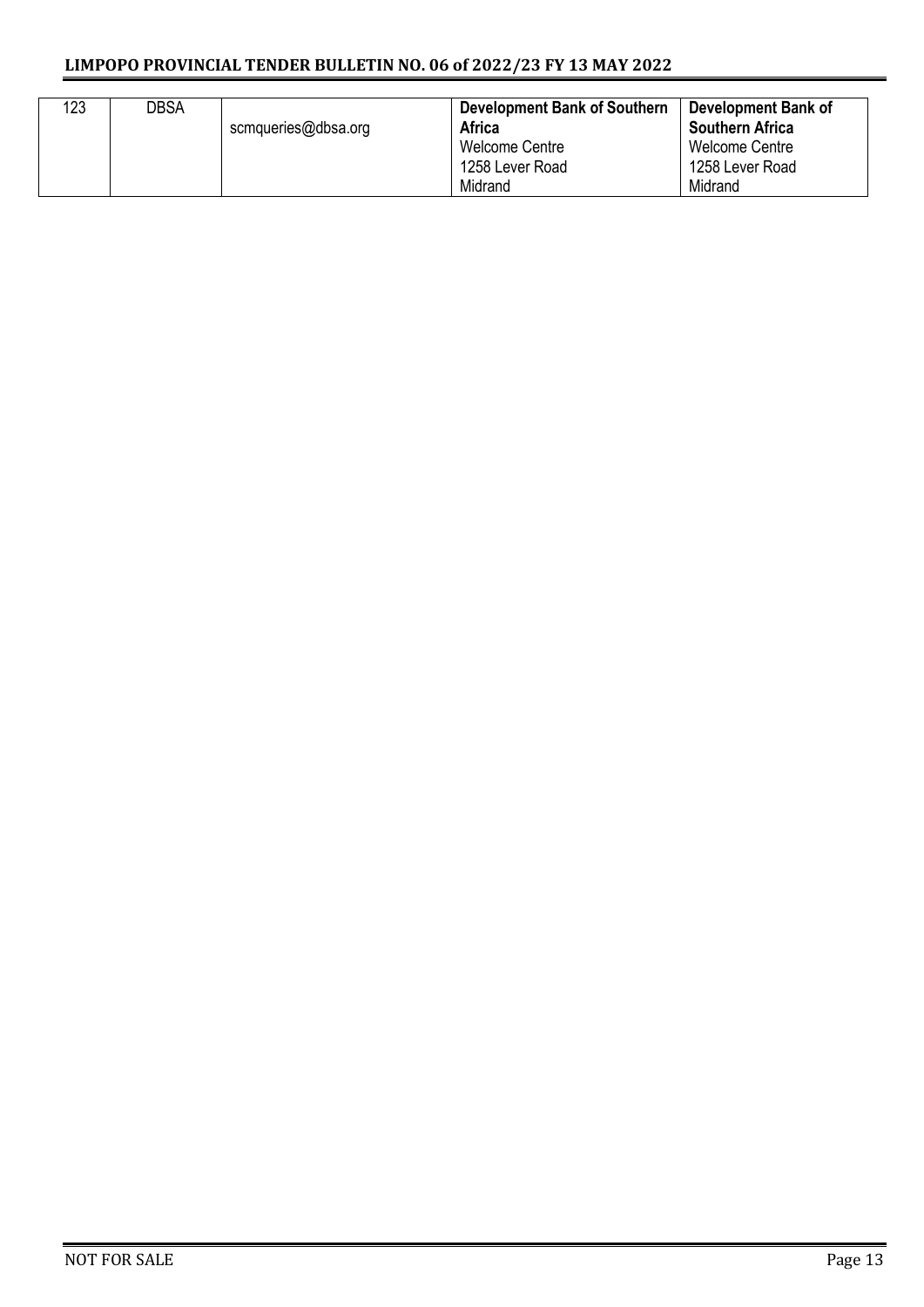| 123 | DBSA | scmqueries@dbsa.org | **Development Bank of Southern Africa**<br>Welcome Centre<br>1258 Lever Road<br>Midrand | **Development Bank of Southern Africa**<br>Welcome Centre<br>1258 Lever Road<br>Midrand |
|---|---|---|---|---|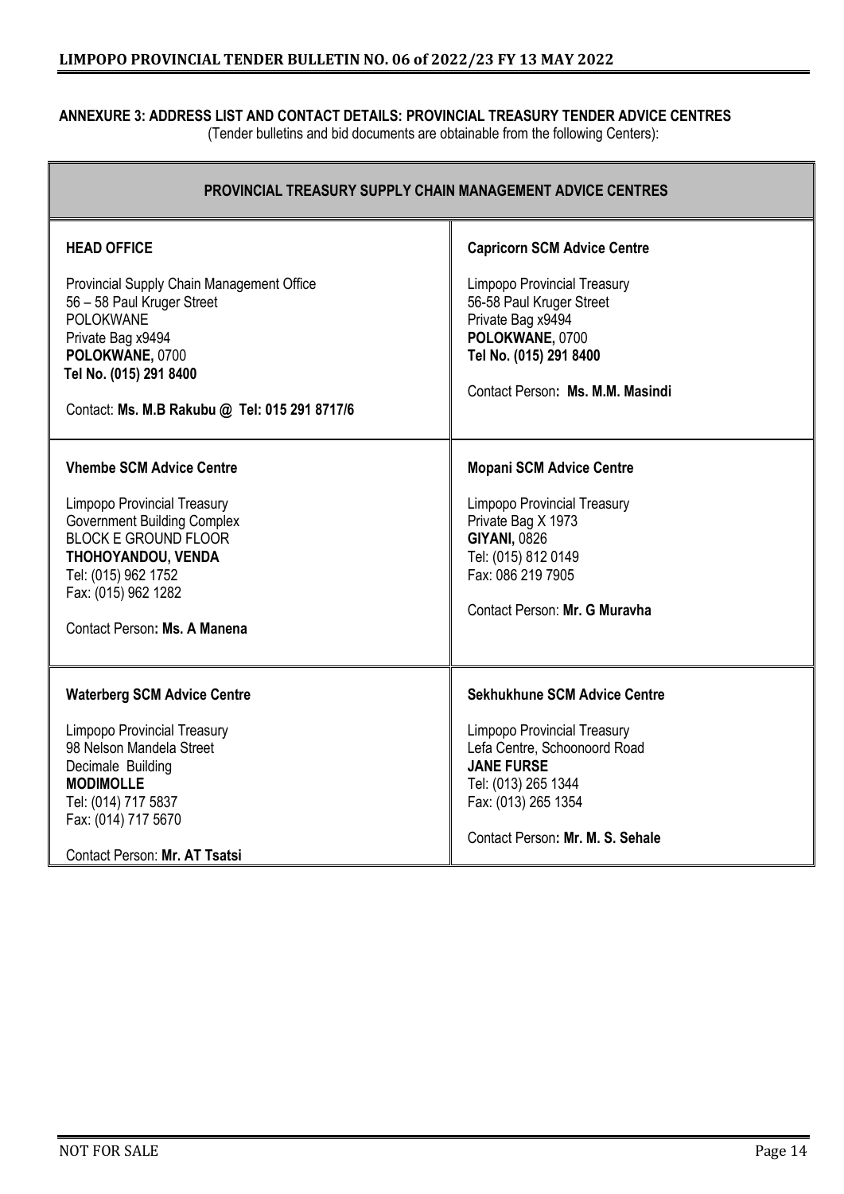**ANNEXURE 3: ADDRESS LIST AND CONTACT DETAILS: PROVINCIAL TREASURY TENDER ADVICE CENTRES**

(Tender bulletins and bid documents are obtainable from the following Centers):

| **PROVINCIAL TREASURY SUPPLY CHAIN MANAGEMENT ADVICE CENTRES** | |
|---|---|
| **HEAD OFFICE**<br><br>Provincial Supply Chain Management Office<br>56 – 58 Paul Kruger Street<br>POLOKWANE<br>Private Bag x9494<br>**POLOKWANE,** 0700<br>**Tel No. (015) 291 8400**<br><br>Contact: **Ms. M.B Rakubu @ Tel: 015 291 8717/6** | **Capricorn SCM Advice Centre**<br><br>Limpopo Provincial Treasury<br>56-58 Paul Kruger Street<br>Private Bag x9494<br>**POLOKWANE,** 0700<br>**Tel No. (015) 291 8400**<br><br>Contact Person**: Ms. M.M. Masindi** |
| **Vhembe SCM Advice Centre**<br><br>Limpopo Provincial Treasury<br>Government Building Complex<br>BLOCK E GROUND FLOOR<br>**THOHOYANDOU, VENDA**<br>Tel: (015) 962 1752<br>Fax: (015) 962 1282<br><br>Contact Person**: Ms. A Manena** | **Mopani SCM Advice Centre**<br><br>Limpopo Provincial Treasury<br>Private Bag X 1973<br>**GIYANI,** 0826<br>Tel: (015) 812 0149<br>Fax: 086 219 7905<br><br>Contact Person: **Mr. G Muravha** |
| **Waterberg SCM Advice Centre**<br><br>Limpopo Provincial Treasury<br>98 Nelson Mandela Street<br>Decimale Building<br>**MODIMOLLE**<br>Tel: (014) 717 5837<br>Fax: (014) 717 5670<br><br>Contact Person: **Mr. AT Tsatsi** | **Sekhukhune SCM Advice Centre**<br><br>Limpopo Provincial Treasury<br>Lefa Centre, Schoonoord Road<br>**JANE FURSE**<br>Tel: (013) 265 1344<br>Fax: (013) 265 1354<br><br>Contact Person**: Mr. M. S. Sehale** |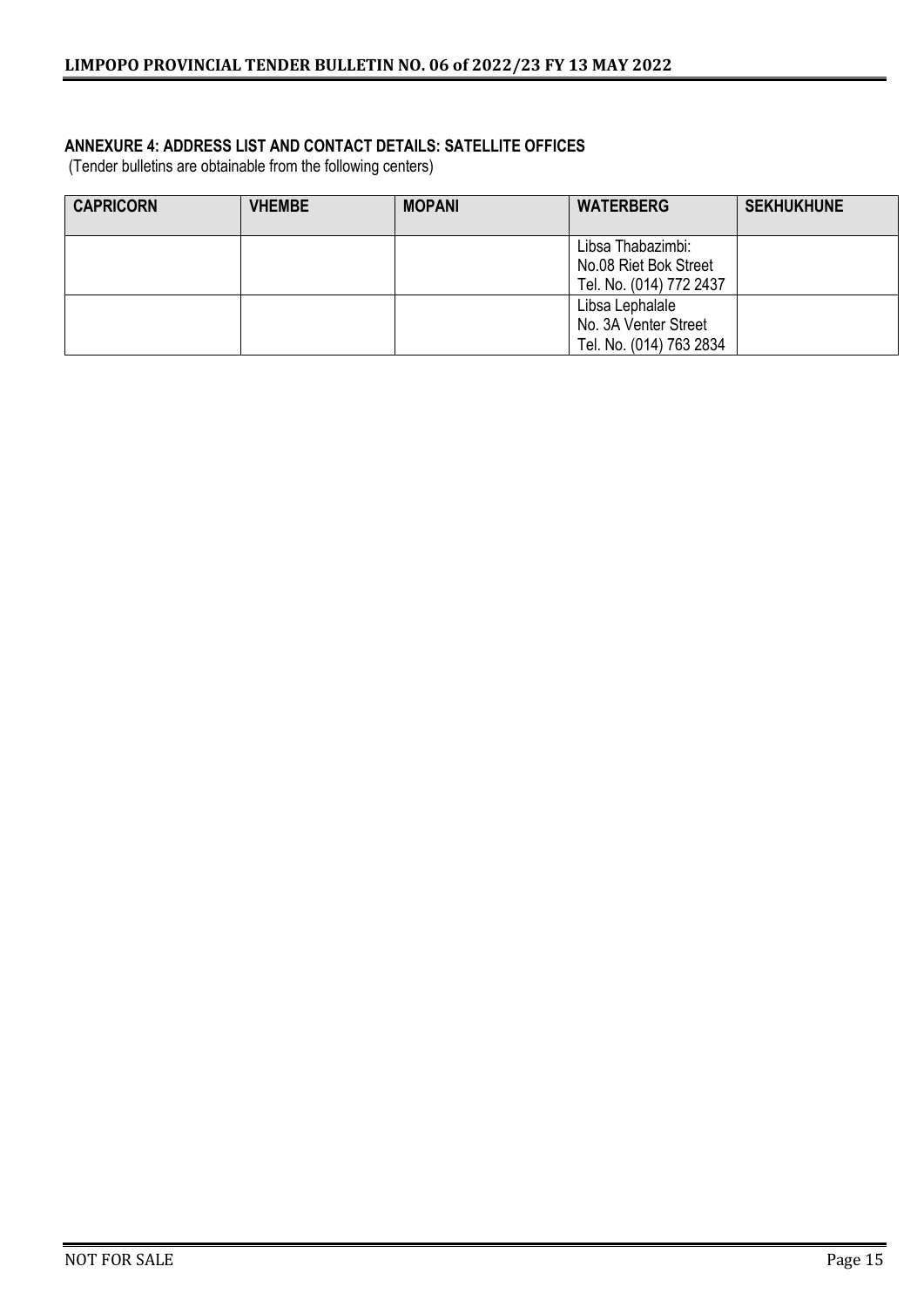**ANNEXURE 4: ADDRESS LIST AND CONTACT DETAILS: SATELLITE OFFICES**

(Tender bulletins are obtainable from the following centers)

| CAPRICORN | VHEMBE | MOPANI | WATERBERG | SEKHUKHUNE |
|---|---|---|---|---|
| | | | Libsa Thabazimbi:<br>No.08 Riet Bok Street<br>Tel. No. (014) 772 2437 | |
| | | | Libsa Lephalale<br>No. 3A Venter Street<br>Tel. No. (014) 763 2834 | |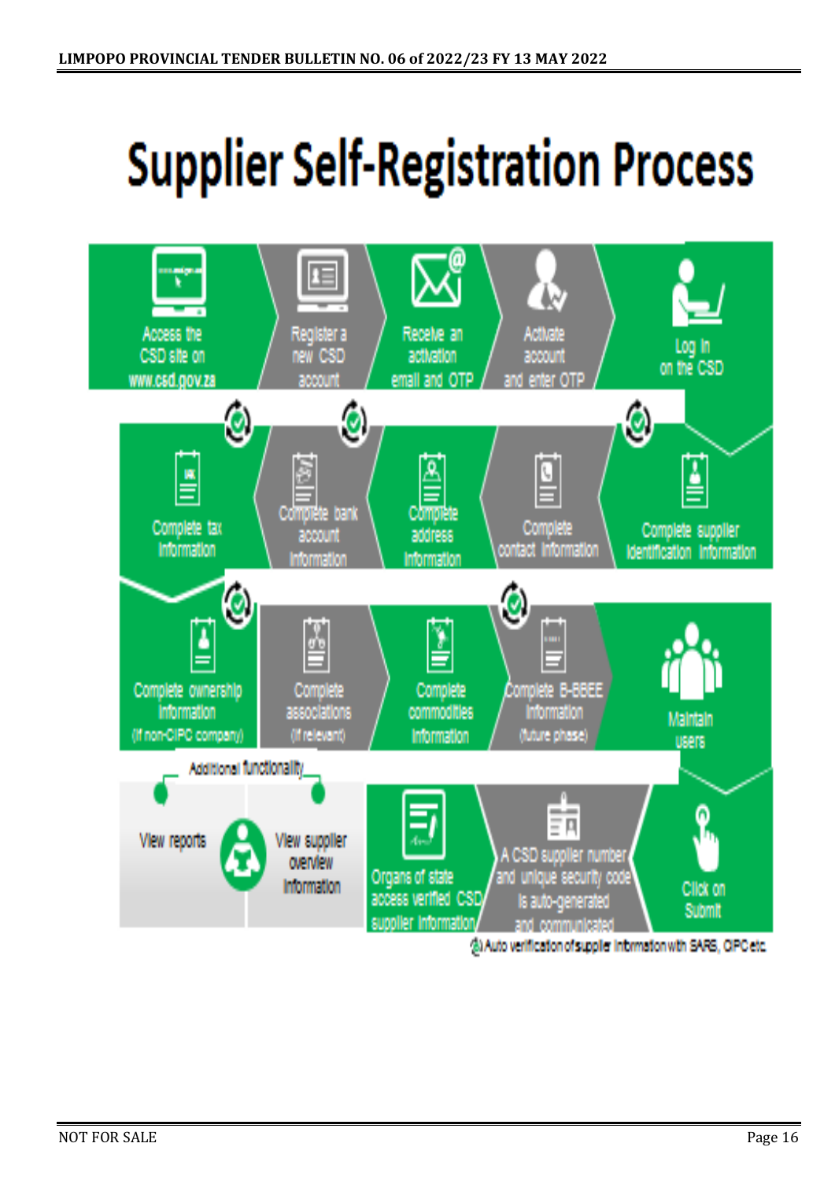# Supplier Self-Registration Process

Access the CSD site on www.csd.gov.za

Register a new CSD account

Receive an activation email and OTP

Activate account and enter OTP

Log in on the CSD

Complete supplier identification information

Complete contact information

Complete address information

Complete bank account information

Complete tax information

Complete ownership information (if non-CIPC company)

Complete associations (if relevant)

Complete commodities information

Complete B-BBEE information (future phase)

Maintain users

Click on Submit

A CSD supplier number and unique security code is auto-generated and communicated

Organs of state access verified CSD supplier information

Additional functionality

View reports

View supplier overview information

Auto verification of supplier information with SARS, CIPC etc.